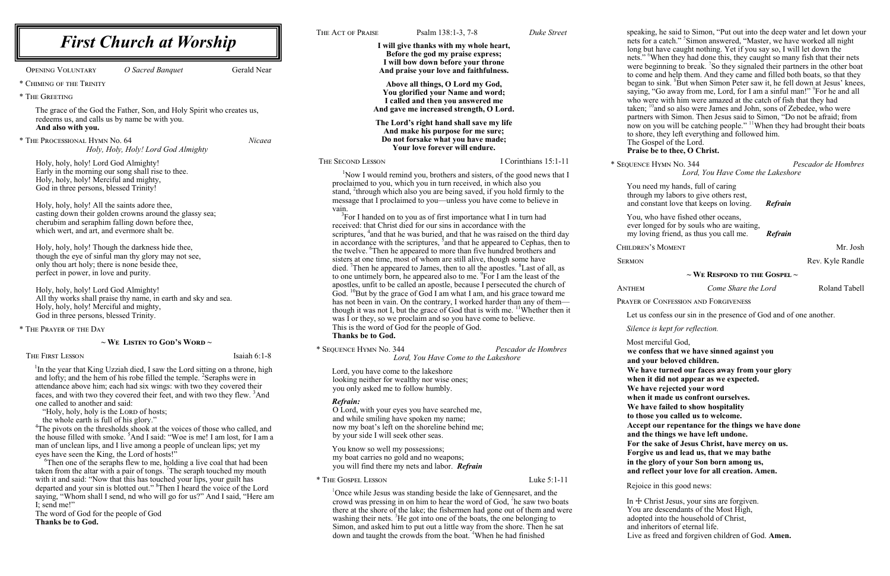# *First Church at Worship*

Opening Voluntary — *O Sacred Banquet* — Gerald Near

\* Chiming of the Trinity

\* The Greeting

The grace of the God the Father, Son, and Holy Spirit who creates us, redeems us, and calls us by name be with you.
**And also with you.**

\* The Processional Hymn No. 64 — Nicaea
*Holy, Holy, Holy! Lord God Almighty*

Holy, holy, holy! Lord God Almighty!
Early in the morning our song shall rise to thee.
Holy, holy, holy! Merciful and mighty,
God in three persons, blessed Trinity!

Holy, holy, holy! All the saints adore thee,
casting down their golden crowns around the glassy sea;
cherubim and seraphim falling down before thee,
which wert, and art, and evermore shalt be.

Holy, holy, holy! Though the darkness hide thee,
though the eye of sinful man thy glory may not see,
only thou art holy; there is none beside thee,
perfect in power, in love and purity.

Holy, holy, holy! Lord God Almighty!
All thy works shall praise thy name, in earth and sky and sea.
Holy, holy, holy! Merciful and mighty,
God in three persons, blessed Trinity.

\* The Prayer of the Day

## ~ We Listen to God's Word ~

The First Lesson — Isaiah 6:1-8

[1]In the year that King Uzziah died, I saw the Lord sitting on a throne, high and lofty; and the hem of his robe filled the temple. [2]Seraphs were in attendance above him; each had six wings: with two they covered their faces, and with two they covered their feet, and with two they flew. [3]And one called to another and said:
"Holy, holy, holy is the Lord of hosts;
the whole earth is full of his glory."
[4]The pivots on the thresholds shook at the voices of those who called, and the house filled with smoke. [5]And I said: "Woe is me! I am lost, for I am a man of unclean lips, and I live among a people of unclean lips; yet my eyes have seen the King, the Lord of hosts!"
[6]Then one of the seraphs flew to me, holding a live coal that had been taken from the altar with a pair of tongs. [7]The seraph touched my mouth with it and said: "Now that this has touched your lips, your guilt has departed and your sin is blotted out." [8]Then I heard the voice of the Lord saying, "Whom shall I send, nd who will go for us?" And I said, "Here am I; send me!"
The word of God for the people of God
**Thanks be to God.**

The Act of Praise — Psalm 138:1-3, 7-8 — *Duke Street*

**I will give thanks with my whole heart,**
**Before the god my praise express;**
**I will bow down before your throne**
**And praise your love and faithfulness.**

**Above all things, O Lord my God,**
**You glorified your Name and word;**
**I called and then you answered me**
**And gave me increased strength, O Lord.**

**The Lord's right hand shall save my life**
**And make his purpose for me sure;**
**Do not forsake what you have made;**
**Your love forever will endure.**

The Second Lesson — I Corinthians 15:1-11

[1]Now I would remind you, brothers and sisters, of the good news that I proclaimed to you, which you in turn received, in which also you stand, [2]through which also you are being saved, if you hold firmly to the message that I proclaimed to you—unless you have come to believe in vain.
[3]For I handed on to you as of first importance what I in turn had received: that Christ died for our sins in accordance with the scriptures, [4]and that he was buried, and that he was raised on the third day in accordance with the scriptures, [5]and that he appeared to Cephas, then to the twelve. [6]Then he appeared to more than five hundred brothers and sisters at one time, most of whom are still alive, though some have died. [7]Then he appeared to James, then to all the apostles. [8]Last of all, as to one untimely born, he appeared also to me. [9]For I am the least of the apostles, unfit to be called an apostle, because I persecuted the church of God. [10]But by the grace of God I am what I am, and his grace toward me has not been in vain. On the contrary, I worked harder than any of them—though it was not I, but the grace of God that is with me. [11]Whether then it was I or they, so we proclaim and so you have come to believe.
This is the word of God for the people of God.
**Thanks be to God.**

\* Sequence Hymn No. 344 — *Pescador de Hombres*
*Lord, You Have Come to the Lakeshore*

Lord, you have come to the lakeshore
looking neither for wealthy nor wise ones;
you only asked me to follow humbly.

***Refrain:***
O Lord, with your eyes you have searched me,
and while smiling have spoken my name;
now my boat's left on the shoreline behind me;
by your side I will seek other seas.

You know so well my possessions;
my boat carries no gold and no weapons;
you will find there my nets and labor. ***Refrain***

\* The Gospel Lesson — Luke 5:1-11

[1]Once while Jesus was standing beside the lake of Gennesaret, and the crowd was pressing in on him to hear the word of God, [2]he saw two boats there at the shore of the lake; the fishermen had gone out of them and were washing their nets. [3]He got into one of the boats, the one belonging to Simon, and asked him to put out a little way from the shore. Then he sat down and taught the crowds from the boat. [4]When he had finished speaking, he said to Simon, "Put out into the deep water and let down your nets for a catch." [5]Simon answered, "Master, we have worked all night long but have caught nothing. Yet if you say so, I will let down the nets." [6]When they had done this, they caught so many fish that their nets were beginning to break. [7]So they signaled their partners in the other boat to come and help them. And they came and filled both boats, so that they began to sink. [8]But when Simon Peter saw it, he fell down at Jesus' knees, saying, "Go away from me, Lord, for I am a sinful man!" [9]For he and all who were with him were amazed at the catch of fish that they had taken; [10]and so also were James and John, sons of Zebedee, who were partners with Simon. Then Jesus said to Simon, "Do not be afraid; from now on you will be catching people." [11]When they had brought their boats to shore, they left everything and followed him.
The Gospel of the Lord.
**Praise be to thee, O Christ.**

\* Sequence Hymn No. 344 — *Pescador de Hombres*
*Lord, You Have Come the Lakeshore*

You need my hands, full of caring
through my labors to give others rest,
and constant love that keeps on loving. ***Refrain***

You, who have fished other oceans,
ever longed for by souls who are waiting,
my loving friend, as thus you call me. ***Refrain***

Children's Moment — Mr. Josh

Sermon — Rev. Kyle Randle

## ~ We Respond to the Gospel ~

Anthem — *Come Share the Lord* — Roland Tabell

Prayer of Confession and Forgiveness

Let us confess our sin in the presence of God and of one another.

*Silence is kept for reflection.*

Most merciful God,
**we confess that we have sinned against you**
**and your beloved children.**
**We have turned our faces away from your glory**
**when it did not appear as we expected.**
**We have rejected your word**
**when it made us confront ourselves.**
**We have failed to show hospitality**
**to those you called us to welcome.**
**Accept our repentance for the things we have done**
**and the things we have left undone.**
**For the sake of Jesus Christ, have mercy on us.**
**Forgive us and lead us, that we may bathe**
**in the glory of your Son born among us,**
**and reflect your love for all creation. Amen.**

Rejoice in this good news:

In ☩ Christ Jesus, your sins are forgiven.
You are descendants of the Most High,
adopted into the household of Christ,
and inheritors of eternal life.
Live as freed and forgiven children of God. **Amen.**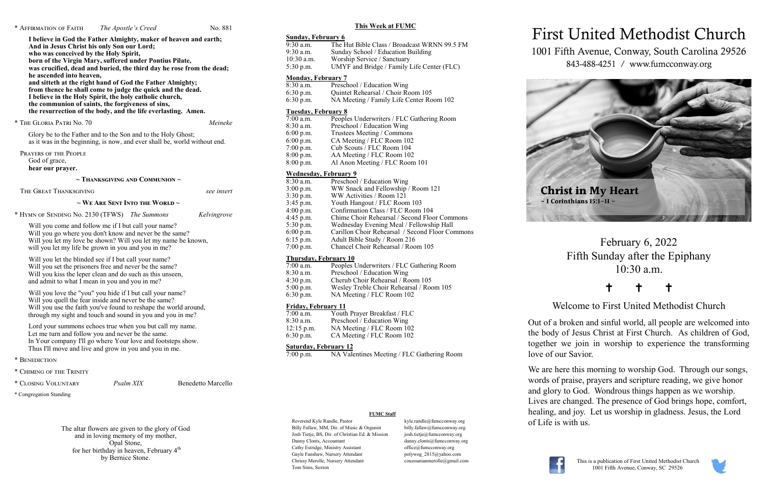\* Affirmation of Faith *The Apostle's Creed* No. 881

**I believe in God the Father Almighty, maker of heaven and earth;**
**And in Jesus Christ his only Son our Lord;**
**who was conceived by the Holy Spirit,**
**born of the Virgin Mary, suffered under Pontius Pilate,**
**was crucified, dead and buried, the third day he rose from the dead;**
**he ascended into heaven,**
**and sitteth at the right hand of God the Father Almighty;**
**from thence he shall come to judge the quick and the dead.**
**I believe in the Holy Spirit, the holy catholic church,**
**the communion of saints, the forgiveness of sins,**
**the resurrection of the body, and the life everlasting. Amen.**

\* The Gloria Patri No. 70 *Meineke*

Glory be to the Father and to the Son and to the Holy Ghost;
as it was in the beginning, is now, and ever shall be, world without end.

Prayers of the People
God of grace,
**hear our prayer.**

**~ Thanksgiving and Communion ~**

The Great Thanksgiving *see insert*

**~ We Are Sent Into the World ~**

\* Hymn of Sending No. 2130 (TFWS) *The Summons* *Kelvingrove*

Will you come and follow me if I but call your name?
Will you go where you don't know and never be the same?
Will you let my love be shown? Will you let my name be known,
will you let my life be grown in you and you in me?

Will you let the blinded see if I but call your name?
Will you set the prisoners free and never be the same?
Will you kiss the leper clean and do such as this unseen,
and admit to what I mean in you and you in me?

Will you love the "you" you hide if I but call your name?
Will you quell the fear inside and never be the same?
Will you use the faith you've found to reshape the world around,
through my sight and touch and sound in you and you in me?

Lord your summons echoes true when you but call my name.
Let me turn and follow you and never be the same.
In Your company I'll go where Your love and footsteps show.
Thus I'll move and live and grow in you and you in me.

\* Benediction

\* Chiming of the Trinity

\* Closing Voluntary *Psalm XIX* Benedetto Marcello

\* Congregation Standing

The altar flowers are given to the glory of God
and in loving memory of my mother,
Opal Stone,
for her birthday in heaven, February 4th
by Bernice Stone.

## This Week at FUMC

**Sunday, February 6**

| | |
|---|---|
| 9:30 a.m. | The Hut Bible Class / Broadcast WRNN 99.5 FM |
| 9:30 a.m. | Sunday School / Education Building |
| 10:30 a.m. | Worship Service / Sanctuary |
| 5:30 p.m. | UMYF and Bridge / Family Life Center (FLC) |

**Monday, February 7**

| | |
|---|---|
| 8:30 a.m. | Preschool / Education Wing |
| 6:30 p.m. | Quintet Rehearsal / Choir Room 105 |
| 6:30 p.m. | NA Meeting / Family Life Center Room 102 |

**Tuesday, February 8**

| | |
|---|---|
| 7:00 a.m. | Peoples Underwriters / FLC Gathering Room |
| 8:30 a.m. | Preschool / Education Wing |
| 6:00 p.m. | Trustees Meeting / Commons |
| 6:00 p.m. | CA Meeting / FLC Room 102 |
| 7:00 p.m. | Cub Scouts / FLC Room 104 |
| 8:00 p.m. | AA Meeting / FLC Room 102 |
| 8:00 p.m. | Al Anon Meeting / FLC Room 101 |

**Wednesday, February 9**

| | |
|---|---|
| 8:30 a.m. | Preschool / Education Wing |
| 3:00 p.m. | WW Snack and Fellowship / Room 121 |
| 3:30 p.m. | WW Activities / Room 121 |
| 3:45 p.m. | Youth Hangout / FLC Room 103 |
| 4:00 p.m. | Confirmation Class / FLC Room 104 |
| 4:45 p.m. | Chime Choir Rehearsal / Second Floor Commons |
| 5:30 p.m. | Wednesday Evening Meal / Fellowship Hall |
| 6:00 p.m. | Carillon Choir Rehearsal / Second Floor Commons |
| 6:15 p.m. | Adult Bible Study / Room 216 |
| 7:00 p.m. | Chancel Choir Rehearsal / Room 105 |

**Thursday, February 10**

| | |
|---|---|
| 7:00 a.m. | Peoples Underwriters / FLC Gathering Room |
| 8:30 a.m. | Preschool / Education Wing |
| 4:30 p.m. | Cherub Choir Rehearsal / Room 105 |
| 5:00 p.m. | Wesley Treble Choir Rehearsal / Room 105 |
| 6:30 p.m. | NA Meeting / FLC Room 102 |

**Friday, February 11**

| | |
|---|---|
| 7:00 a.m. | Youth Prayer Breakfast / FLC |
| 8:30 a.m. | Preschool / Education Wing |
| 12:15 p.m. | NA Meeting / FLC Room 102 |
| 6:30 p.m. | CA Meeting / FLC Room 102 |

**Saturday, February 12**

| | |
|---|---|
| 7:00 p.m. | NA Valentines Meeting / FLC Gathering Room |

**FUMC Staff**

| | |
|---|---|
| Reverend Kyle Randle, Pastor | kyle.randle@fumcconway.org |
| Billy Fallaw, MM, Dir. of Music & Organist | billy.fallaw@fumcconway.org |
| Josh Tietje, BS, Dir. of Christian Ed. & Mission | josh.tietje@fumcconway.org |
| Danny Clonts, Accountant | danny.clonts@fumcconway.org |
| Cathy Estridge, Ministry Assistant | office@fumcconway.org |
| Gayle Fanshaw, Nursery Attendant | polywog_2815@yahoo.com |
| Chrissy Merolle, Nursery Attendant | couzounianmerolle@gmail.com |
| Tom Sims, Sexton | |

# First United Methodist Church

1001 Fifth Avenue, Conway, South Carolina 29526
843-488-4251 / www.fumcconway.org

**Christ in My Heart**
~ 1 Corinthians 15:1-11 ~

February 6, 2022
Fifth Sunday after the Epiphany
10:30 a.m.

† † †

## Welcome to First United Methodist Church

Out of a broken and sinful world, all people are welcomed into the body of Jesus Christ at First Church. As children of God, together we join in worship to experience the transforming love of our Savior.

We are here this morning to worship God. Through our songs, words of praise, prayers and scripture reading, we give honor and glory to God. Wondrous things happen as we worship. Lives are changed. The presence of God brings hope, comfort, healing, and joy. Let us worship in gladness. Jesus, the Lord of Life is with us.

This is a publication of First United Methodist Church
1001 Fifth Avenue, Conway, SC 29526